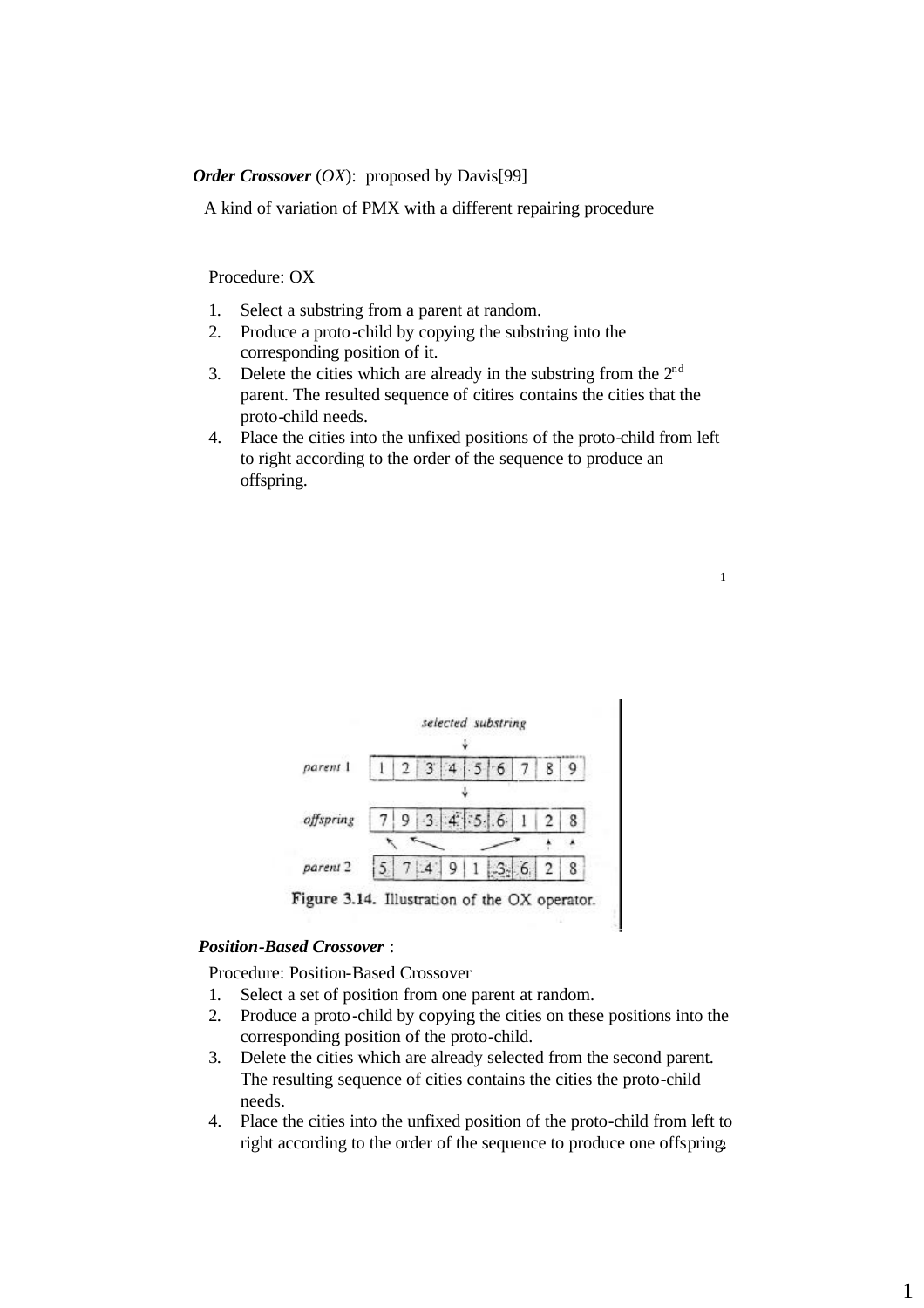***Order Crossover*** (*OX*): proposed by Davis[99]

A kind of variation of PMX with a different repairing procedure

Procedure: OX

1. Select a substring from a parent at random.
2. Produce a proto-child by copying the substring into the corresponding position of it.
3. Delete the cities which are already in the substring from the 2nd parent. The resulted sequence of citires contains the cities that the proto-child needs.
4. Place the cities into the unfixed positions of the proto-child from left to right according to the order of the sequence to produce an offspring.

**Figure 3.14.** Illustration of the OX operator.

***Position-Based Crossover*** :

Procedure: Position-Based Crossover

1. Select a set of position from one parent at random.
2. Produce a proto-child by copying the cities on these positions into the corresponding position of the proto-child.
3. Delete the cities which are already selected from the second parent. The resulting sequence of cities contains the cities the proto-child needs.
4. Place the cities into the unfixed position of the proto-child from left to right according to the order of the sequence to produce one offspring.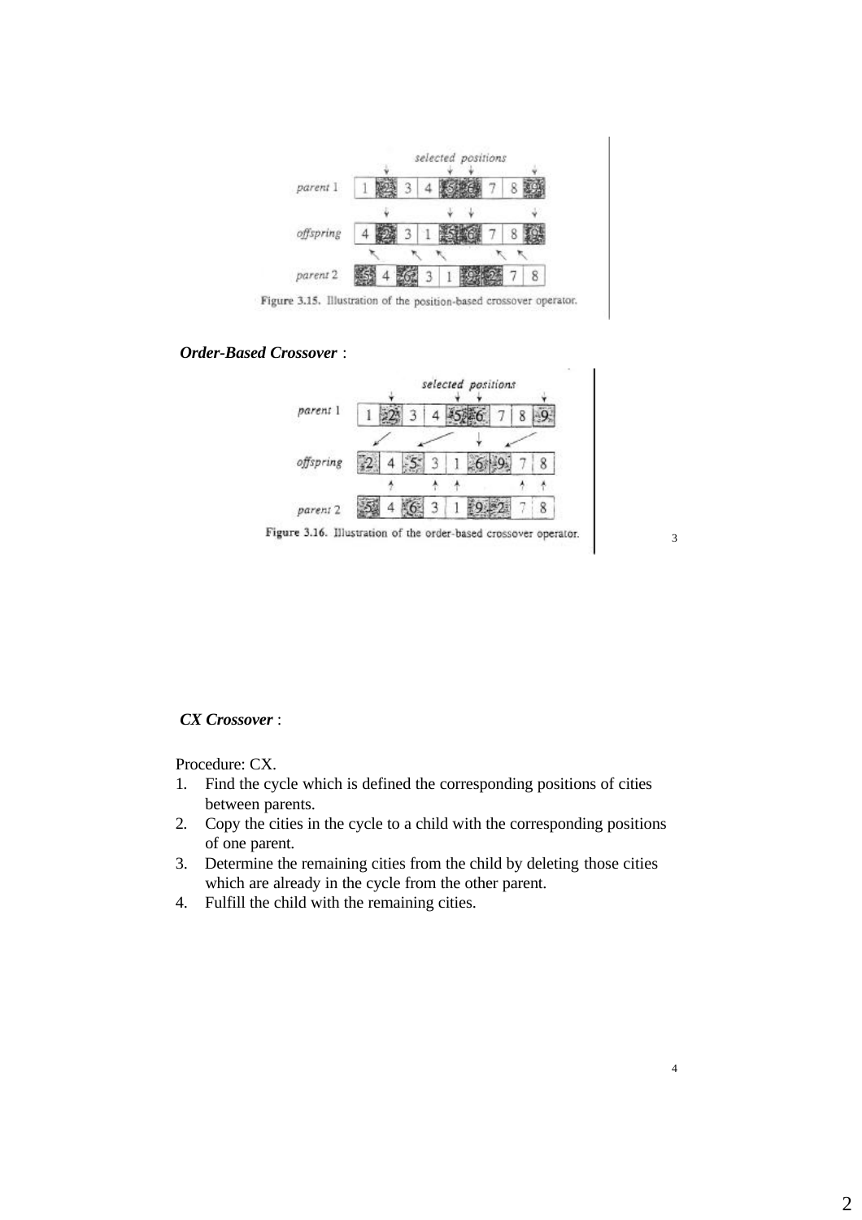| | | | | | | | | | |
|---|---|---|---|---|---|---|---|---|---|
| | | **selected positions** | | | | | | | |
| parent 1 | 1 | 2 | 3 | 4 | 5 | 6 | 7 | 8 | 9 |
| offspring | 4 | 2 | 3 | 1 | 5 | 6 | 7 | 8 | 9 |
| parent 2 | 5 | 4 | 6 | 3 | 1 | 9 | 2 | 7 | 8 |

**Figure 3.15.** Illustration of the position-based crossover operator.

***Order-Based Crossover*** :

| | | | | | | | | | |
|---|---|---|---|---|---|---|---|---|---|
| | | **selected positions** | | | | | | | |
| parent 1 | 1 | 2 | 3 | 4 | 5 | 6 | 7 | 8 | 9 |
| offspring | 2 | 4 | 5 | 3 | 1 | 6 | 9 | 7 | 8 |
| parent 2 | 5 | 4 | 6 | 3 | 1 | 9 | 2 | 7 | 8 |

**Figure 3.16.** Illustration of the order-based crossover operator.

***CX Crossover*** :

Procedure: CX.

1. Find the cycle which is defined the corresponding positions of cities between parents.
2. Copy the cities in the cycle to a child with the corresponding positions of one parent.
3. Determine the remaining cities from the child by deleting those cities which are already in the cycle from the other parent.
4. Fulfill the child with the remaining cities.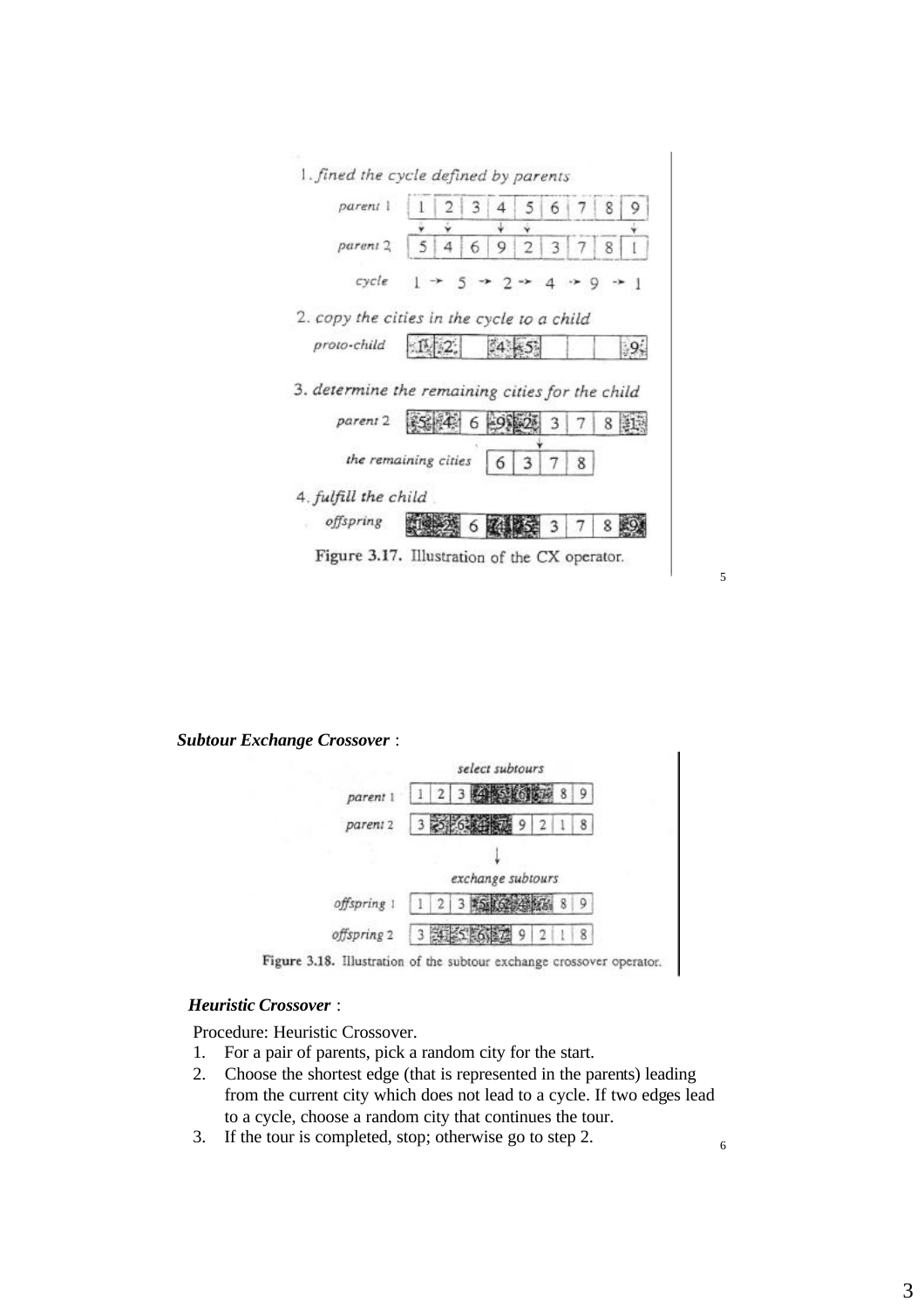1. *fined the cycle defined by parents*

| | | | | | | | | | |
|---|---|---|---|---|---|---|---|---|---|
| parent 1 | 1 | 2 | 3 | 4 | 5 | 6 | 7 | 8 | 9 |
| parent 2 | 5 | 4 | 6 | 9 | 2 | 3 | 7 | 8 | 1 |

cycle 1 → 5 → 2 → 4 → 9 → 1

2. *copy the cities in the cycle to a child*

| | | | | | | | | | |
|---|---|---|---|---|---|---|---|---|---|
| proto-child | 1 | 2 | | 4 | 5 | | | | 9 |

3. *determine the remaining cities for the child*

| | | | | | | | | | |
|---|---|---|---|---|---|---|---|---|---|
| parent 2 | 5 | 4 | 6 | 9 | 2 | 3 | 7 | 8 | 1 |

| | | | | |
|---|---|---|---|---|
| the remaining cities | 6 | 3 | 7 | 8 |

4. *fulfill the child*

| | | | | | | | | | |
|---|---|---|---|---|---|---|---|---|---|
| offspring | 1 | 2 | 6 | 4 | 5 | 3 | 7 | 8 | 9 |

Figure 3.17. Illustration of the CX operator.

***Subtour Exchange Crossover*** :

select subtours

| | | | | | | | | | |
|---|---|---|---|---|---|---|---|---|---|
| parent 1 | 1 | 2 | 3 | 4 | 5 | 6 | 7 | 8 | 9 |
| parent 2 | 3 | 5 | 6 | 4 | 7 | 9 | 2 | 1 | 8 |

↓

exchange subtours

| | | | | | | | | | |
|---|---|---|---|---|---|---|---|---|---|
| offspring 1 | 1 | 2 | 3 | 5 | 6 | 4 | 7 | 8 | 9 |
| offspring 2 | 3 | 4 | 5 | 6 | 7 | 9 | 2 | 1 | 8 |

Figure 3.18. Illustration of the subtour exchange crossover operator.

***Heuristic Crossover*** :

Procedure: Heuristic Crossover.

1. For a pair of parents, pick a random city for the start.
2. Choose the shortest edge (that is represented in the parents) leading from the current city which does not lead to a cycle. If two edges lead to a cycle, choose a random city that continues the tour.
3. If the tour is completed, stop; otherwise go to step 2.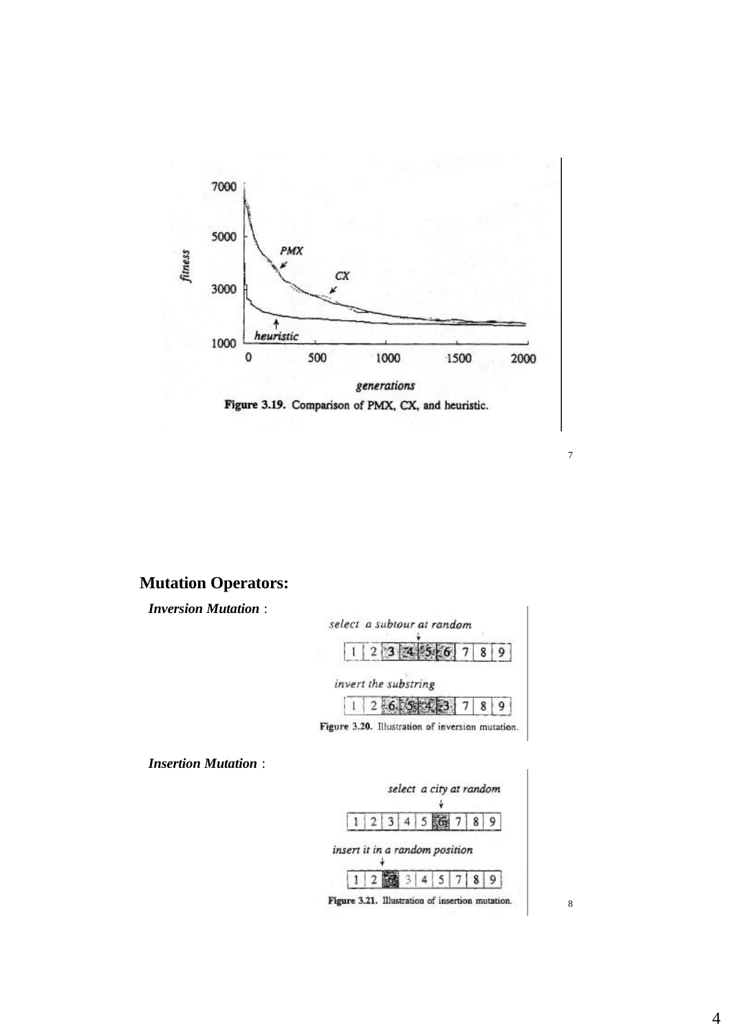Figure 3.19. Comparison of PMX, CX, and heuristic.

## Mutation Operators:

***Inversion Mutation*** :

Figure 3.20. Illustration of inversion mutation.

***Insertion Mutation*** :

Figure 3.21. Illustration of insertion mutation.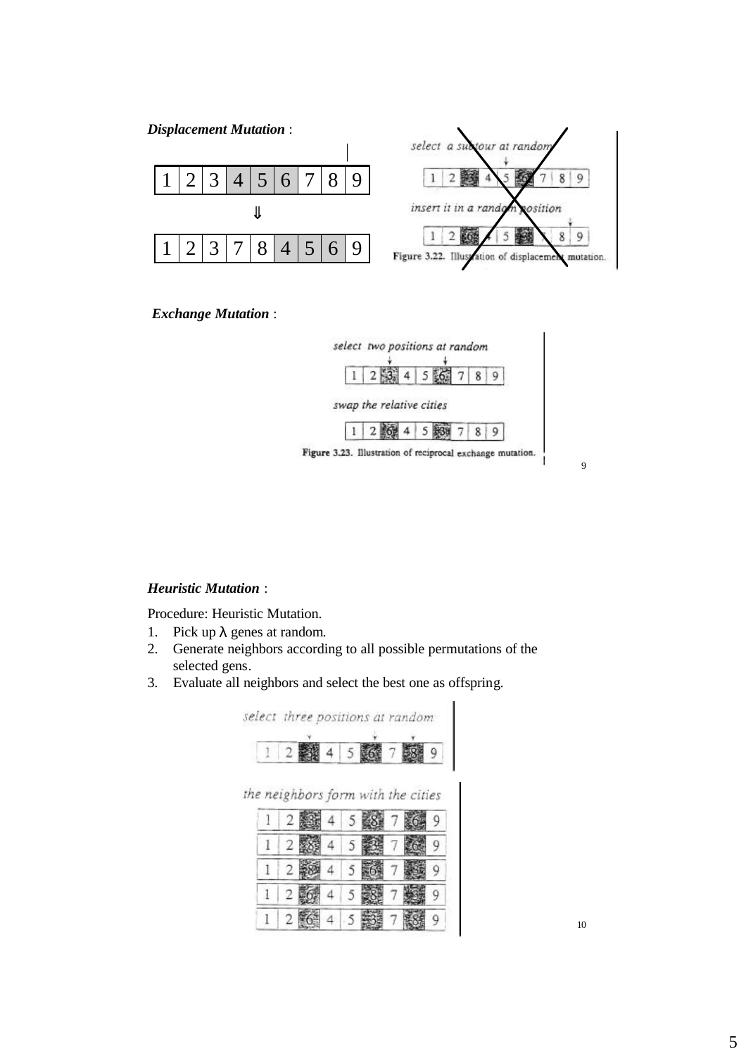***Displacement Mutation*** :

| | | | | | | | | |
|---|---|---|---|---|---|---|---|---|
| 1 | 2 | 3 | 4 | 5 | 6 | 7 | 8 | 9 |

⇓

| | | | | | | | | |
|---|---|---|---|---|---|---|---|---|
| 1 | 2 | 3 | 7 | 8 | 4 | 5 | 6 | 9 |

select a subtour at random

insert it in a random position

Figure 3.22. Illustration of displacement mutation.

***Exchange Mutation*** :

select two positions at random

swap the relative cities

Figure 3.23. Illustration of reciprocal exchange mutation.

9

***Heuristic Mutation*** :

Procedure: Heuristic Mutation.

1. Pick up λ genes at random.
2. Generate neighbors according to all possible permutations of the selected gens.
3. Evaluate all neighbors and select the best one as offspring.

select three positions at random

the neighbors form with the cities

10